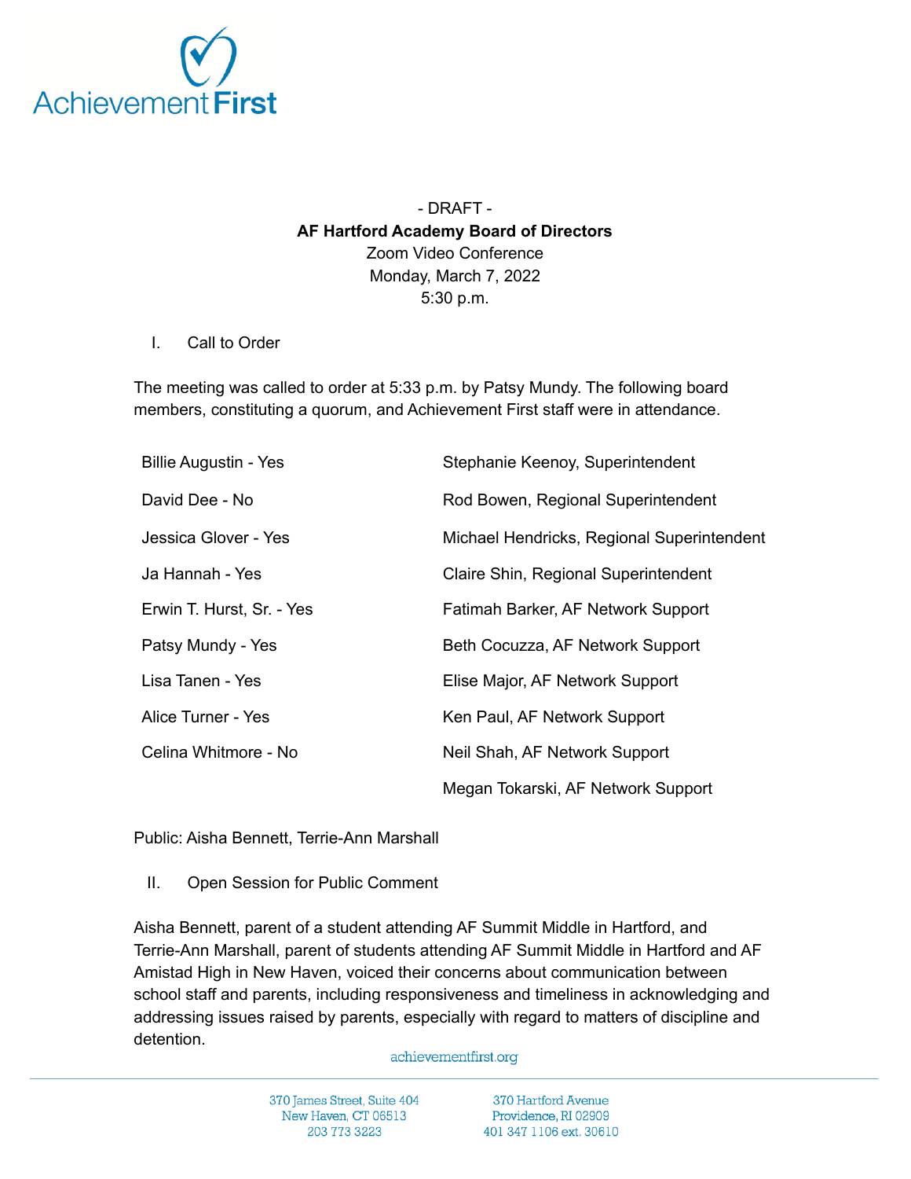- DRAFT -

**AF Hartford Academy Board of Directors**

Zoom Video Conference

Monday, March 7, 2022

5:30 p.m.

I. Call to Order

The meeting was called to order at 5:33 p.m. by Patsy Mundy. The following board members, constituting a quorum, and Achievement First staff were in attendance.

| | |
|---|---|
| Billie Augustin - Yes | Stephanie Keenoy, Superintendent |
| David Dee - No | Rod Bowen, Regional Superintendent |
| Jessica Glover - Yes | Michael Hendricks, Regional Superintendent |
| Ja Hannah - Yes | Claire Shin, Regional Superintendent |
| Erwin T. Hurst, Sr. - Yes | Fatimah Barker, AF Network Support |
| Patsy Mundy - Yes | Beth Cocuzza, AF Network Support |
| Lisa Tanen - Yes | Elise Major, AF Network Support |
| Alice Turner - Yes | Ken Paul, AF Network Support |
| Celina Whitmore - No | Neil Shah, AF Network Support |
| | Megan Tokarski, AF Network Support |

Public: Aisha Bennett, Terrie-Ann Marshall

II. Open Session for Public Comment

Aisha Bennett, parent of a student attending AF Summit Middle in Hartford, and Terrie-Ann Marshall, parent of students attending AF Summit Middle in Hartford and AF Amistad High in New Haven, voiced their concerns about communication between school staff and parents, including responsiveness and timeliness in acknowledging and addressing issues raised by parents, especially with regard to matters of discipline and detention.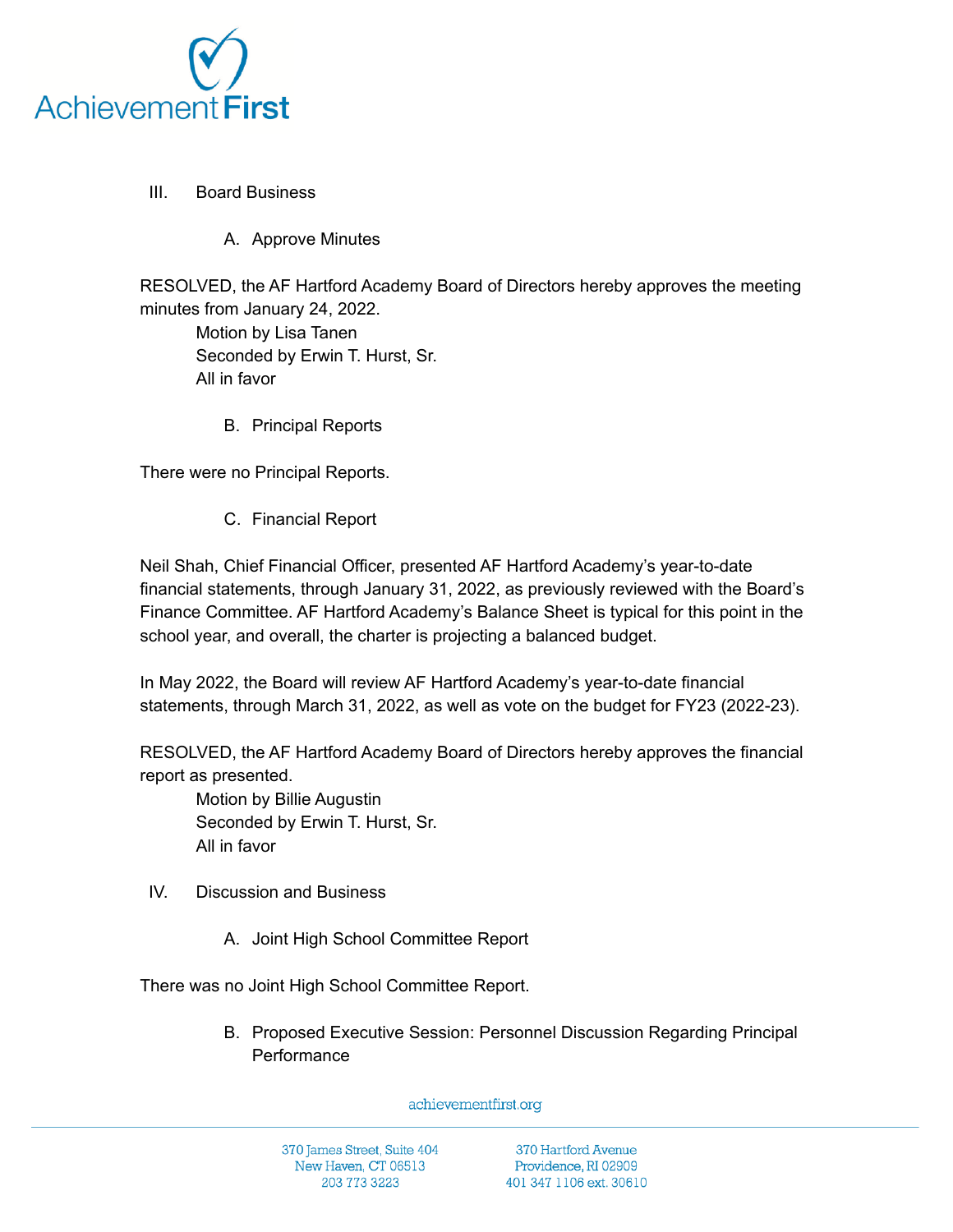III. Board Business

A. Approve Minutes

RESOLVED, the AF Hartford Academy Board of Directors hereby approves the meeting minutes from January 24, 2022.

Motion by Lisa Tanen
Seconded by Erwin T. Hurst, Sr.
All in favor

B. Principal Reports

There were no Principal Reports.

C. Financial Report

Neil Shah, Chief Financial Officer, presented AF Hartford Academy's year-to-date financial statements, through January 31, 2022, as previously reviewed with the Board's Finance Committee. AF Hartford Academy's Balance Sheet is typical for this point in the school year, and overall, the charter is projecting a balanced budget.

In May 2022, the Board will review AF Hartford Academy's year-to-date financial statements, through March 31, 2022, as well as vote on the budget for FY23 (2022-23).

RESOLVED, the AF Hartford Academy Board of Directors hereby approves the financial report as presented.

Motion by Billie Augustin
Seconded by Erwin T. Hurst, Sr.
All in favor

IV. Discussion and Business

A. Joint High School Committee Report

There was no Joint High School Committee Report.

B. Proposed Executive Session: Personnel Discussion Regarding Principal Performance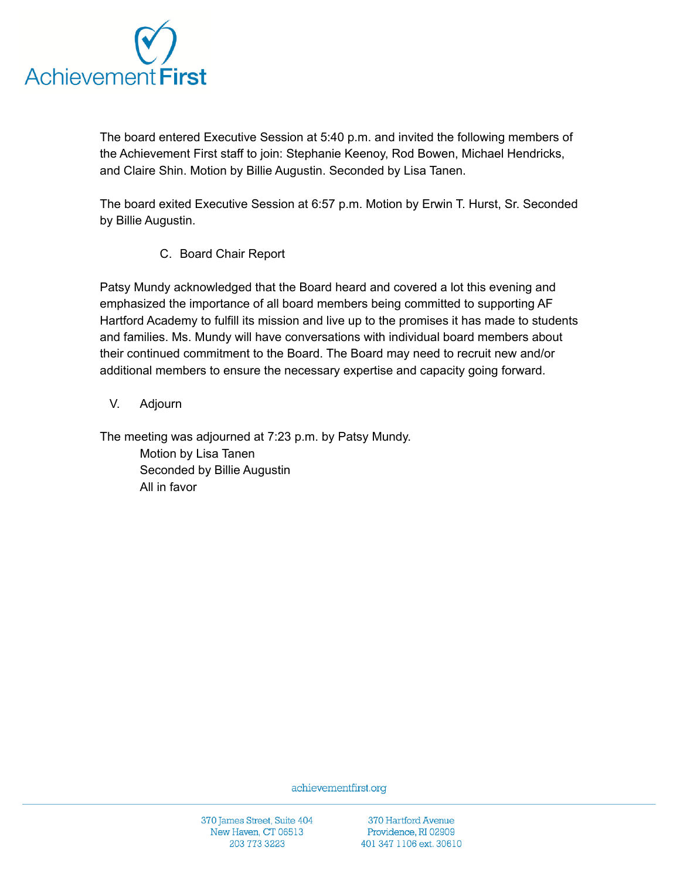The board entered Executive Session at 5:40 p.m. and invited the following members of the Achievement First staff to join: Stephanie Keenoy, Rod Bowen, Michael Hendricks, and Claire Shin. Motion by Billie Augustin. Seconded by Lisa Tanen.

The board exited Executive Session at 6:57 p.m. Motion by Erwin T. Hurst, Sr. Seconded by Billie Augustin.

C. Board Chair Report

Patsy Mundy acknowledged that the Board heard and covered a lot this evening and emphasized the importance of all board members being committed to supporting AF Hartford Academy to fulfill its mission and live up to the promises it has made to students and families. Ms. Mundy will have conversations with individual board members about their continued commitment to the Board. The Board may need to recruit new and/or additional members to ensure the necessary expertise and capacity going forward.

V. Adjourn

The meeting was adjourned at 7:23 p.m. by Patsy Mundy.

Motion by Lisa Tanen
Seconded by Billie Augustin
All in favor